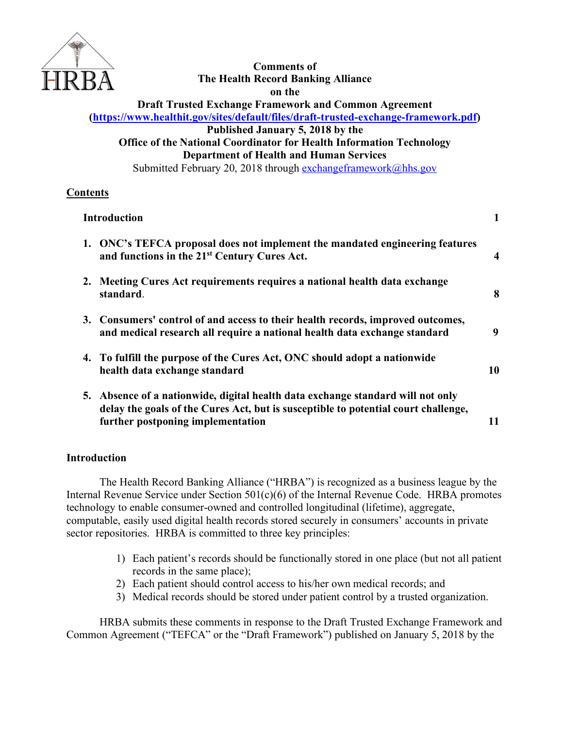HRBA

**Comments of**
**The Health Record Banking Alliance**
**on the**
**Draft Trusted Exchange Framework and Common Agreement**
**([https://www.healthit.gov/sites/default/files/draft-trusted-exchange-framework.pdf](https://www.healthit.gov/sites/default/files/draft-trusted-exchange-framework.pdf))**
**Published January 5, 2018 by the**
**Office of the National Coordinator for Health Information Technology**
**Department of Health and Human Services**
Submitted February 20, 2018 through [exchangeframework@hhs.gov](mailto:exchangeframework@hhs.gov)

## Contents

| | |
|---|---|
| **Introduction** | **1** |
| **1. ONC's TEFCA proposal does not implement the mandated engineering features and functions in the 21st Century Cures Act.** | **4** |
| **2. Meeting Cures Act requirements requires a national health data exchange standard.** | **8** |
| **3. Consumers' control of and access to their health records, improved outcomes, and medical research all require a national health data exchange standard** | **9** |
| **4. To fulfill the purpose of the Cures Act, ONC should adopt a nationwide health data exchange standard** | **10** |
| **5. Absence of a nationwide, digital health data exchange standard will not only delay the goals of the Cures Act, but is susceptible to potential court challenge, further postponing implementation** | **11** |

## Introduction

The Health Record Banking Alliance ("HRBA") is recognized as a business league by the Internal Revenue Service under Section 501(c)(6) of the Internal Revenue Code. HRBA promotes technology to enable consumer-owned and controlled longitudinal (lifetime), aggregate, computable, easily used digital health records stored securely in consumers' accounts in private sector repositories. HRBA is committed to three key principles:

1) Each patient's records should be functionally stored in one place (but not all patient records in the same place);
2) Each patient should control access to his/her own medical records; and
3) Medical records should be stored under patient control by a trusted organization.

HRBA submits these comments in response to the Draft Trusted Exchange Framework and Common Agreement ("TEFCA" or the "Draft Framework") published on January 5, 2018 by the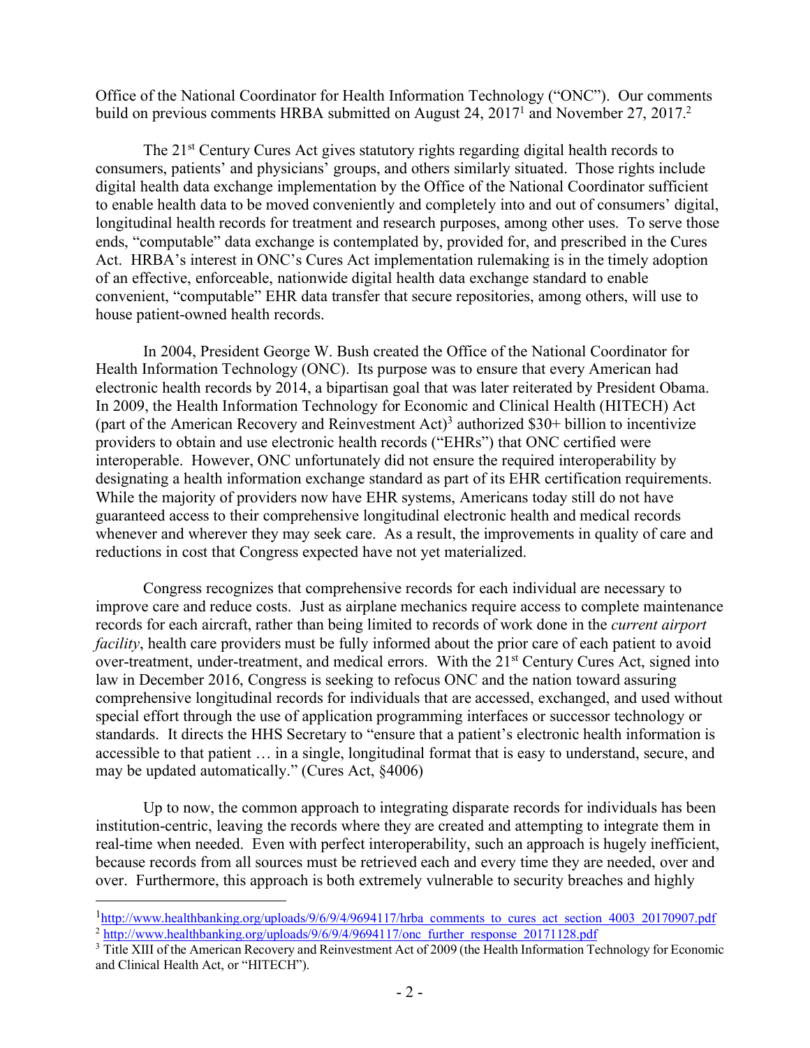Office of the National Coordinator for Health Information Technology ("ONC"). Our comments build on previous comments HRBA submitted on August 24, 2017[1] and November 27, 2017.[2]

The 21st Century Cures Act gives statutory rights regarding digital health records to consumers, patients' and physicians' groups, and others similarly situated. Those rights include digital health data exchange implementation by the Office of the National Coordinator sufficient to enable health data to be moved conveniently and completely into and out of consumers' digital, longitudinal health records for treatment and research purposes, among other uses. To serve those ends, "computable" data exchange is contemplated by, provided for, and prescribed in the Cures Act. HRBA's interest in ONC's Cures Act implementation rulemaking is in the timely adoption of an effective, enforceable, nationwide digital health data exchange standard to enable convenient, "computable" EHR data transfer that secure repositories, among others, will use to house patient-owned health records.

In 2004, President George W. Bush created the Office of the National Coordinator for Health Information Technology (ONC). Its purpose was to ensure that every American had electronic health records by 2014, a bipartisan goal that was later reiterated by President Obama. In 2009, the Health Information Technology for Economic and Clinical Health (HITECH) Act (part of the American Recovery and Reinvestment Act)[3] authorized $30+ billion to incentivize providers to obtain and use electronic health records ("EHRs") that ONC certified were interoperable. However, ONC unfortunately did not ensure the required interoperability by designating a health information exchange standard as part of its EHR certification requirements. While the majority of providers now have EHR systems, Americans today still do not have guaranteed access to their comprehensive longitudinal electronic health and medical records whenever and wherever they may seek care. As a result, the improvements in quality of care and reductions in cost that Congress expected have not yet materialized.

Congress recognizes that comprehensive records for each individual are necessary to improve care and reduce costs. Just as airplane mechanics require access to complete maintenance records for each aircraft, rather than being limited to records of work done in the *current airport facility*, health care providers must be fully informed about the prior care of each patient to avoid over-treatment, under-treatment, and medical errors. With the 21st Century Cures Act, signed into law in December 2016, Congress is seeking to refocus ONC and the nation toward assuring comprehensive longitudinal records for individuals that are accessed, exchanged, and used without special effort through the use of application programming interfaces or successor technology or standards. It directs the HHS Secretary to "ensure that a patient's electronic health information is accessible to that patient … in a single, longitudinal format that is easy to understand, secure, and may be updated automatically." (Cures Act, §4006)

Up to now, the common approach to integrating disparate records for individuals has been institution-centric, leaving the records where they are created and attempting to integrate them in real-time when needed. Even with perfect interoperability, such an approach is hugely inefficient, because records from all sources must be retrieved each and every time they are needed, over and over. Furthermore, this approach is both extremely vulnerable to security breaches and highly

---

[1] http://www.healthbanking.org/uploads/9/6/9/4/9694117/hrba_comments_to_cures_act_section_4003_20170907.pdf

[2] http://www.healthbanking.org/uploads/9/6/9/4/9694117/onc_further_response_20171128.pdf

[3] Title XIII of the American Recovery and Reinvestment Act of 2009 (the Health Information Technology for Economic and Clinical Health Act, or "HITECH").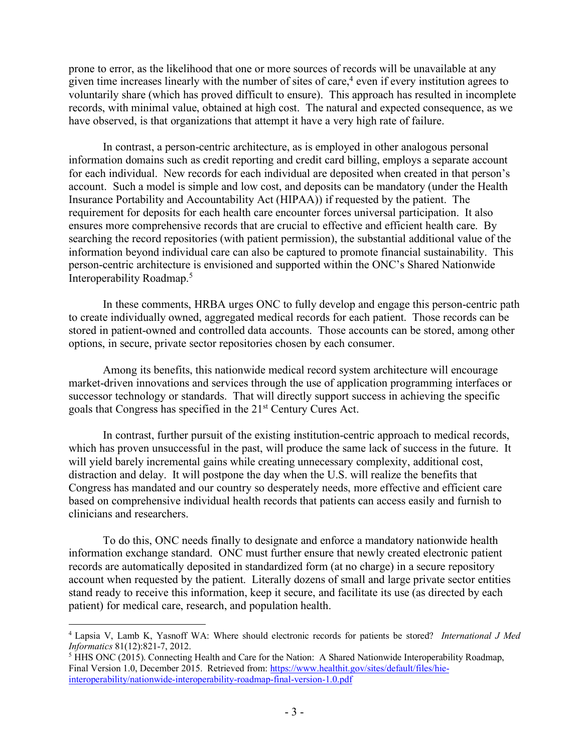prone to error, as the likelihood that one or more sources of records will be unavailable at any given time increases linearly with the number of sites of care,[4] even if every institution agrees to voluntarily share (which has proved difficult to ensure). This approach has resulted in incomplete records, with minimal value, obtained at high cost. The natural and expected consequence, as we have observed, is that organizations that attempt it have a very high rate of failure.

In contrast, a person-centric architecture, as is employed in other analogous personal information domains such as credit reporting and credit card billing, employs a separate account for each individual. New records for each individual are deposited when created in that person's account. Such a model is simple and low cost, and deposits can be mandatory (under the Health Insurance Portability and Accountability Act (HIPAA)) if requested by the patient. The requirement for deposits for each health care encounter forces universal participation. It also ensures more comprehensive records that are crucial to effective and efficient health care. By searching the record repositories (with patient permission), the substantial additional value of the information beyond individual care can also be captured to promote financial sustainability. This person-centric architecture is envisioned and supported within the ONC's Shared Nationwide Interoperability Roadmap.[5]

In these comments, HRBA urges ONC to fully develop and engage this person-centric path to create individually owned, aggregated medical records for each patient. Those records can be stored in patient-owned and controlled data accounts. Those accounts can be stored, among other options, in secure, private sector repositories chosen by each consumer.

Among its benefits, this nationwide medical record system architecture will encourage market-driven innovations and services through the use of application programming interfaces or successor technology or standards. That will directly support success in achieving the specific goals that Congress has specified in the 21st Century Cures Act.

In contrast, further pursuit of the existing institution-centric approach to medical records, which has proven unsuccessful in the past, will produce the same lack of success in the future. It will yield barely incremental gains while creating unnecessary complexity, additional cost, distraction and delay. It will postpone the day when the U.S. will realize the benefits that Congress has mandated and our country so desperately needs, more effective and efficient care based on comprehensive individual health records that patients can access easily and furnish to clinicians and researchers.

To do this, ONC needs finally to designate and enforce a mandatory nationwide health information exchange standard. ONC must further ensure that newly created electronic patient records are automatically deposited in standardized form (at no charge) in a secure repository account when requested by the patient. Literally dozens of small and large private sector entities stand ready to receive this information, keep it secure, and facilitate its use (as directed by each patient) for medical care, research, and population health.

---

[4] Lapsia V, Lamb K, Yasnoff WA: Where should electronic records for patients be stored? *International J Med Informatics* 81(12):821-7, 2012.

[5] HHS ONC (2015). Connecting Health and Care for the Nation: A Shared Nationwide Interoperability Roadmap, Final Version 1.0, December 2015. Retrieved from: [https://www.healthit.gov/sites/default/files/hie-interoperability/nationwide-interoperability-roadmap-final-version-1.0.pdf](https://www.healthit.gov/sites/default/files/hie-interoperability/nationwide-interoperability-roadmap-final-version-1.0.pdf)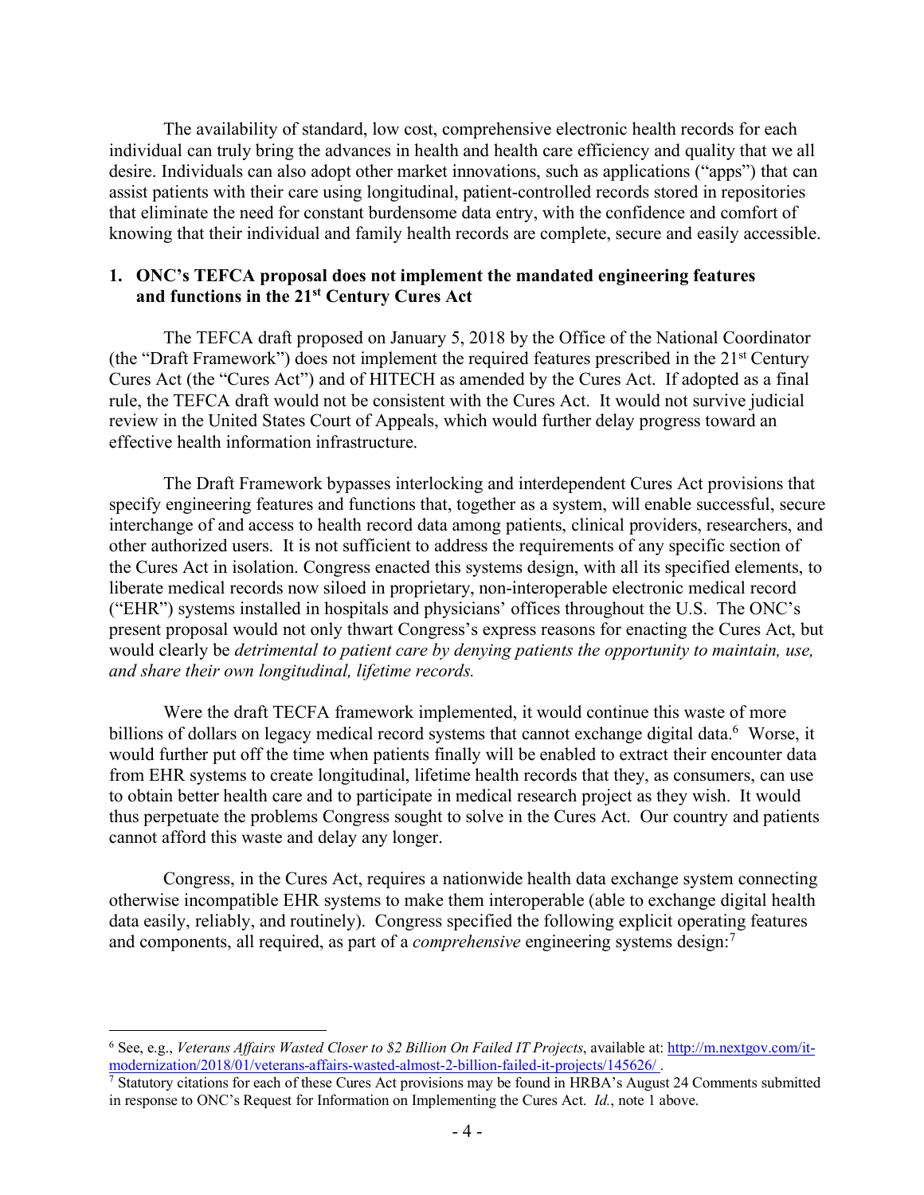The availability of standard, low cost, comprehensive electronic health records for each individual can truly bring the advances in health and health care efficiency and quality that we all desire. Individuals can also adopt other market innovations, such as applications ("apps") that can assist patients with their care using longitudinal, patient-controlled records stored in repositories that eliminate the need for constant burdensome data entry, with the confidence and comfort of knowing that their individual and family health records are complete, secure and easily accessible.

## 1. ONC's TEFCA proposal does not implement the mandated engineering features and functions in the 21st Century Cures Act

The TEFCA draft proposed on January 5, 2018 by the Office of the National Coordinator (the "Draft Framework") does not implement the required features prescribed in the 21st Century Cures Act (the "Cures Act") and of HITECH as amended by the Cures Act. If adopted as a final rule, the TEFCA draft would not be consistent with the Cures Act. It would not survive judicial review in the United States Court of Appeals, which would further delay progress toward an effective health information infrastructure.

The Draft Framework bypasses interlocking and interdependent Cures Act provisions that specify engineering features and functions that, together as a system, will enable successful, secure interchange of and access to health record data among patients, clinical providers, researchers, and other authorized users. It is not sufficient to address the requirements of any specific section of the Cures Act in isolation. Congress enacted this systems design, with all its specified elements, to liberate medical records now siloed in proprietary, non-interoperable electronic medical record ("EHR") systems installed in hospitals and physicians' offices throughout the U.S. The ONC's present proposal would not only thwart Congress's express reasons for enacting the Cures Act, but would clearly be *detrimental to patient care by denying patients the opportunity to maintain, use, and share their own longitudinal, lifetime records.*

Were the draft TECFA framework implemented, it would continue this waste of more billions of dollars on legacy medical record systems that cannot exchange digital data.[6] Worse, it would further put off the time when patients finally will be enabled to extract their encounter data from EHR systems to create longitudinal, lifetime health records that they, as consumers, can use to obtain better health care and to participate in medical research project as they wish. It would thus perpetuate the problems Congress sought to solve in the Cures Act. Our country and patients cannot afford this waste and delay any longer.

Congress, in the Cures Act, requires a nationwide health data exchange system connecting otherwise incompatible EHR systems to make them interoperable (able to exchange digital health data easily, reliably, and routinely). Congress specified the following explicit operating features and components, all required, as part of a *comprehensive* engineering systems design:[7]

---

[6] See, e.g., *Veterans Affairs Wasted Closer to $2 Billion On Failed IT Projects*, available at: http://m.nextgov.com/it-modernization/2018/01/veterans-affairs-wasted-almost-2-billion-failed-it-projects/145626/ .

[7] Statutory citations for each of these Cures Act provisions may be found in HRBA's August 24 Comments submitted in response to ONC's Request for Information on Implementing the Cures Act. *Id.*, note 1 above.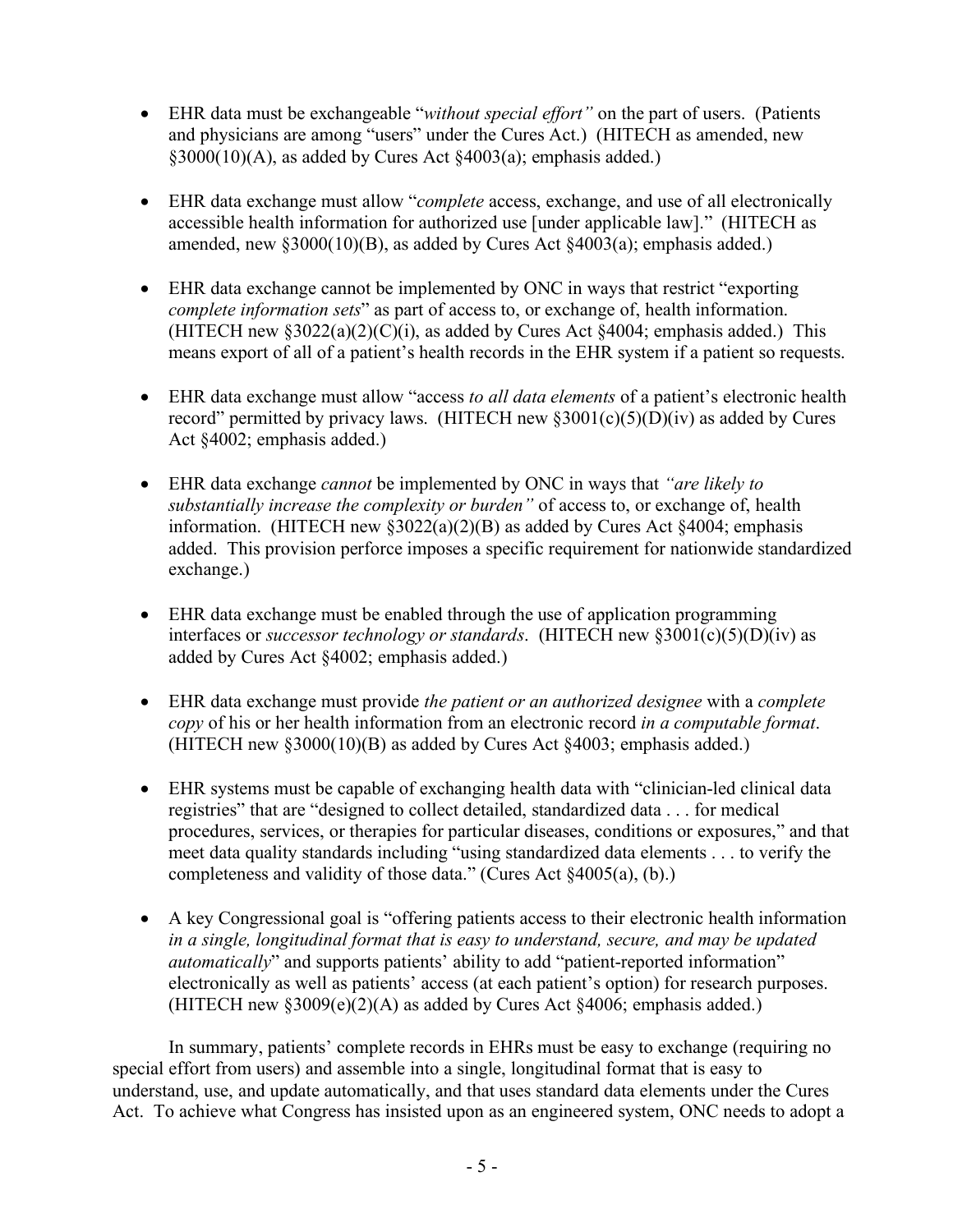- EHR data must be exchangeable "*without special effort"* on the part of users. (Patients and physicians are among "users" under the Cures Act.) (HITECH as amended, new §3000(10)(A), as added by Cures Act §4003(a); emphasis added.)

- EHR data exchange must allow "*complete* access, exchange, and use of all electronically accessible health information for authorized use [under applicable law]." (HITECH as amended, new §3000(10)(B), as added by Cures Act §4003(a); emphasis added.)

- EHR data exchange cannot be implemented by ONC in ways that restrict "exporting *complete information sets*" as part of access to, or exchange of, health information. (HITECH new §3022(a)(2)(C)(i), as added by Cures Act §4004; emphasis added.) This means export of all of a patient's health records in the EHR system if a patient so requests.

- EHR data exchange must allow "access *to all data elements* of a patient's electronic health record" permitted by privacy laws. (HITECH new §3001(c)(5)(D)(iv) as added by Cures Act §4002; emphasis added.)

- EHR data exchange *cannot* be implemented by ONC in ways that *"are likely to substantially increase the complexity or burden"* of access to, or exchange of, health information. (HITECH new §3022(a)(2)(B) as added by Cures Act §4004; emphasis added. This provision perforce imposes a specific requirement for nationwide standardized exchange.)

- EHR data exchange must be enabled through the use of application programming interfaces or *successor technology or standards*. (HITECH new §3001(c)(5)(D)(iv) as added by Cures Act §4002; emphasis added.)

- EHR data exchange must provide *the patient or an authorized designee* with a *complete copy* of his or her health information from an electronic record *in a computable format*. (HITECH new §3000(10)(B) as added by Cures Act §4003; emphasis added.)

- EHR systems must be capable of exchanging health data with "clinician-led clinical data registries" that are "designed to collect detailed, standardized data . . . for medical procedures, services, or therapies for particular diseases, conditions or exposures," and that meet data quality standards including "using standardized data elements . . . to verify the completeness and validity of those data." (Cures Act §4005(a), (b).)

- A key Congressional goal is "offering patients access to their electronic health information *in a single, longitudinal format that is easy to understand, secure, and may be updated automatically*" and supports patients' ability to add "patient-reported information" electronically as well as patients' access (at each patient's option) for research purposes. (HITECH new §3009(e)(2)(A) as added by Cures Act §4006; emphasis added.)

In summary, patients' complete records in EHRs must be easy to exchange (requiring no special effort from users) and assemble into a single, longitudinal format that is easy to understand, use, and update automatically, and that uses standard data elements under the Cures Act. To achieve what Congress has insisted upon as an engineered system, ONC needs to adopt a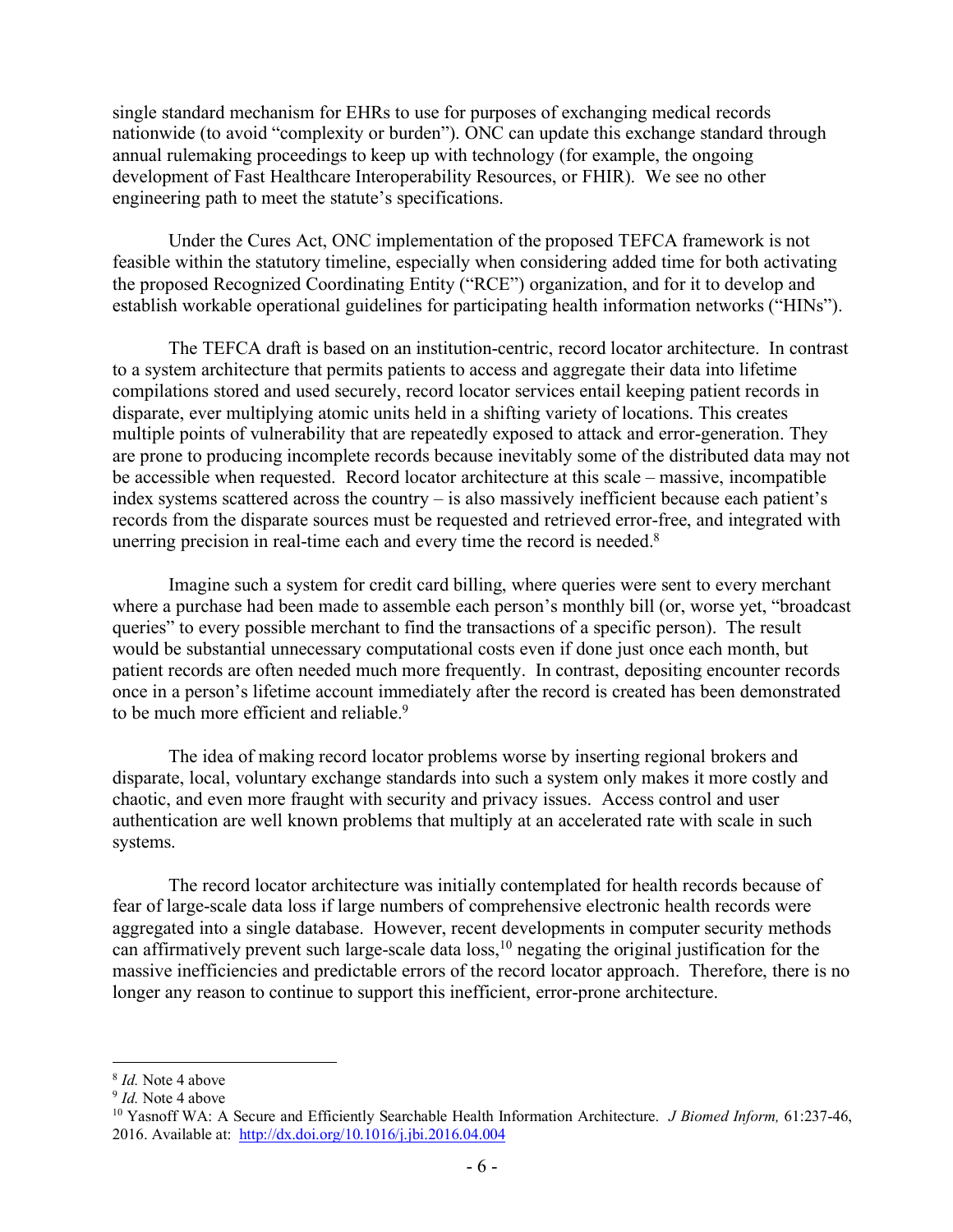single standard mechanism for EHRs to use for purposes of exchanging medical records nationwide (to avoid "complexity or burden"). ONC can update this exchange standard through annual rulemaking proceedings to keep up with technology (for example, the ongoing development of Fast Healthcare Interoperability Resources, or FHIR). We see no other engineering path to meet the statute's specifications.

Under the Cures Act, ONC implementation of the proposed TEFCA framework is not feasible within the statutory timeline, especially when considering added time for both activating the proposed Recognized Coordinating Entity ("RCE") organization, and for it to develop and establish workable operational guidelines for participating health information networks ("HINs").

The TEFCA draft is based on an institution-centric, record locator architecture. In contrast to a system architecture that permits patients to access and aggregate their data into lifetime compilations stored and used securely, record locator services entail keeping patient records in disparate, ever multiplying atomic units held in a shifting variety of locations. This creates multiple points of vulnerability that are repeatedly exposed to attack and error-generation. They are prone to producing incomplete records because inevitably some of the distributed data may not be accessible when requested. Record locator architecture at this scale – massive, incompatible index systems scattered across the country – is also massively inefficient because each patient's records from the disparate sources must be requested and retrieved error-free, and integrated with unerring precision in real-time each and every time the record is needed.[8]

Imagine such a system for credit card billing, where queries were sent to every merchant where a purchase had been made to assemble each person's monthly bill (or, worse yet, "broadcast queries" to every possible merchant to find the transactions of a specific person). The result would be substantial unnecessary computational costs even if done just once each month, but patient records are often needed much more frequently. In contrast, depositing encounter records once in a person's lifetime account immediately after the record is created has been demonstrated to be much more efficient and reliable.[9]

The idea of making record locator problems worse by inserting regional brokers and disparate, local, voluntary exchange standards into such a system only makes it more costly and chaotic, and even more fraught with security and privacy issues. Access control and user authentication are well known problems that multiply at an accelerated rate with scale in such systems.

The record locator architecture was initially contemplated for health records because of fear of large-scale data loss if large numbers of comprehensive electronic health records were aggregated into a single database. However, recent developments in computer security methods can affirmatively prevent such large-scale data loss,[10] negating the original justification for the massive inefficiencies and predictable errors of the record locator approach. Therefore, there is no longer any reason to continue to support this inefficient, error-prone architecture.

---

[8] *Id.* Note 4 above

[9] *Id.* Note 4 above

[10] Yasnoff WA: A Secure and Efficiently Searchable Health Information Architecture. *J Biomed Inform,* 61:237-46, 2016. Available at: http://dx.doi.org/10.1016/j.jbi.2016.04.004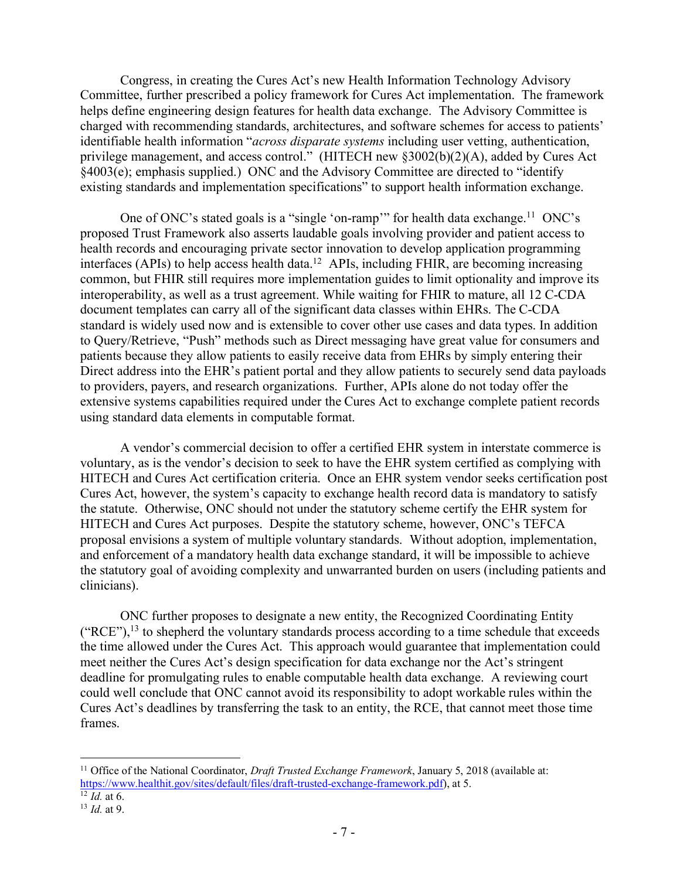Congress, in creating the Cures Act's new Health Information Technology Advisory Committee, further prescribed a policy framework for Cures Act implementation. The framework helps define engineering design features for health data exchange. The Advisory Committee is charged with recommending standards, architectures, and software schemes for access to patients' identifiable health information "*across disparate systems* including user vetting, authentication, privilege management, and access control." (HITECH new §3002(b)(2)(A), added by Cures Act §4003(e); emphasis supplied.) ONC and the Advisory Committee are directed to "identify existing standards and implementation specifications" to support health information exchange.

One of ONC's stated goals is a "single 'on-ramp'" for health data exchange.[11] ONC's proposed Trust Framework also asserts laudable goals involving provider and patient access to health records and encouraging private sector innovation to develop application programming interfaces (APIs) to help access health data.[12] APIs, including FHIR, are becoming increasing common, but FHIR still requires more implementation guides to limit optionality and improve its interoperability, as well as a trust agreement. While waiting for FHIR to mature, all 12 C-CDA document templates can carry all of the significant data classes within EHRs. The C-CDA standard is widely used now and is extensible to cover other use cases and data types. In addition to Query/Retrieve, "Push" methods such as Direct messaging have great value for consumers and patients because they allow patients to easily receive data from EHRs by simply entering their Direct address into the EHR's patient portal and they allow patients to securely send data payloads to providers, payers, and research organizations. Further, APIs alone do not today offer the extensive systems capabilities required under the Cures Act to exchange complete patient records using standard data elements in computable format.

A vendor's commercial decision to offer a certified EHR system in interstate commerce is voluntary, as is the vendor's decision to seek to have the EHR system certified as complying with HITECH and Cures Act certification criteria. Once an EHR system vendor seeks certification post Cures Act, however, the system's capacity to exchange health record data is mandatory to satisfy the statute. Otherwise, ONC should not under the statutory scheme certify the EHR system for HITECH and Cures Act purposes. Despite the statutory scheme, however, ONC's TEFCA proposal envisions a system of multiple voluntary standards. Without adoption, implementation, and enforcement of a mandatory health data exchange standard, it will be impossible to achieve the statutory goal of avoiding complexity and unwarranted burden on users (including patients and clinicians).

ONC further proposes to designate a new entity, the Recognized Coordinating Entity ("RCE"),[13] to shepherd the voluntary standards process according to a time schedule that exceeds the time allowed under the Cures Act. This approach would guarantee that implementation could meet neither the Cures Act's design specification for data exchange nor the Act's stringent deadline for promulgating rules to enable computable health data exchange. A reviewing court could well conclude that ONC cannot avoid its responsibility to adopt workable rules within the Cures Act's deadlines by transferring the task to an entity, the RCE, that cannot meet those time frames.

---

[11] Office of the National Coordinator, *Draft Trusted Exchange Framework*, January 5, 2018 (available at: https://www.healthit.gov/sites/default/files/draft-trusted-exchange-framework.pdf), at 5.

[12] *Id.* at 6.

[13] *Id.* at 9.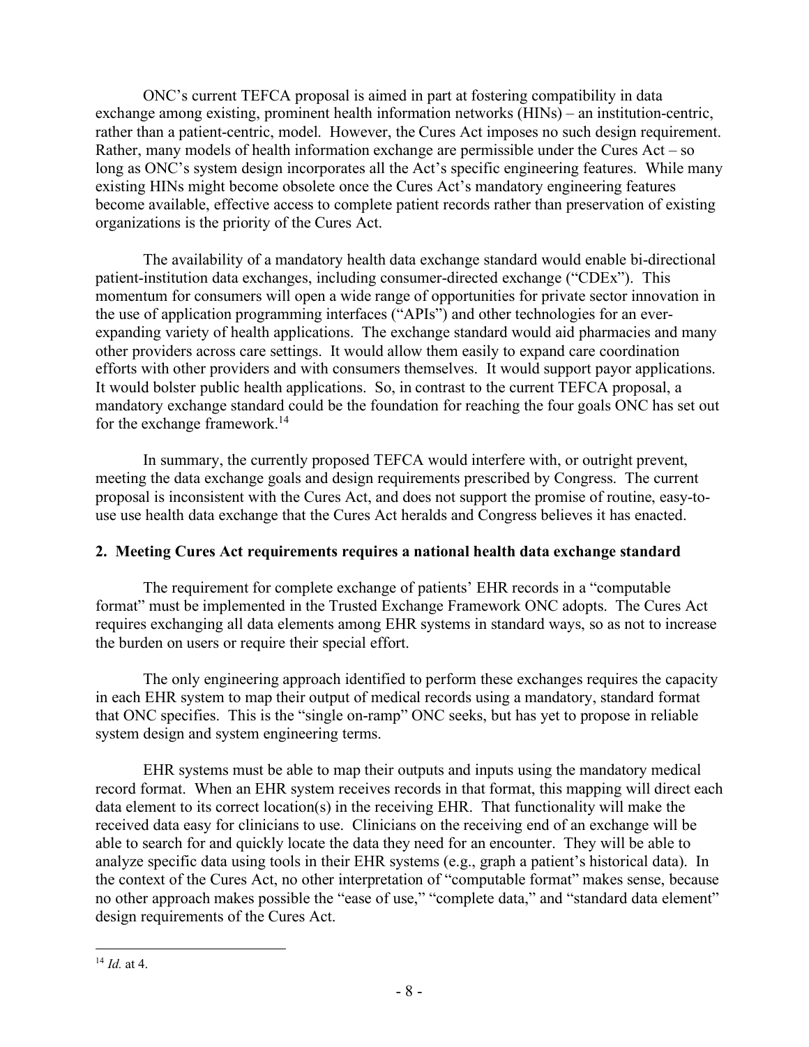ONC's current TEFCA proposal is aimed in part at fostering compatibility in data exchange among existing, prominent health information networks (HINs) – an institution-centric, rather than a patient-centric, model. However, the Cures Act imposes no such design requirement. Rather, many models of health information exchange are permissible under the Cures Act – so long as ONC's system design incorporates all the Act's specific engineering features. While many existing HINs might become obsolete once the Cures Act's mandatory engineering features become available, effective access to complete patient records rather than preservation of existing organizations is the priority of the Cures Act.

The availability of a mandatory health data exchange standard would enable bi-directional patient-institution data exchanges, including consumer-directed exchange ("CDEx"). This momentum for consumers will open a wide range of opportunities for private sector innovation in the use of application programming interfaces ("APIs") and other technologies for an ever-expanding variety of health applications. The exchange standard would aid pharmacies and many other providers across care settings. It would allow them easily to expand care coordination efforts with other providers and with consumers themselves. It would support payor applications. It would bolster public health applications. So, in contrast to the current TEFCA proposal, a mandatory exchange standard could be the foundation for reaching the four goals ONC has set out for the exchange framework.[14]

In summary, the currently proposed TEFCA would interfere with, or outright prevent, meeting the data exchange goals and design requirements prescribed by Congress. The current proposal is inconsistent with the Cures Act, and does not support the promise of routine, easy-to-use use health data exchange that the Cures Act heralds and Congress believes it has enacted.

## 2. Meeting Cures Act requirements requires a national health data exchange standard

The requirement for complete exchange of patients' EHR records in a "computable format" must be implemented in the Trusted Exchange Framework ONC adopts. The Cures Act requires exchanging all data elements among EHR systems in standard ways, so as not to increase the burden on users or require their special effort.

The only engineering approach identified to perform these exchanges requires the capacity in each EHR system to map their output of medical records using a mandatory, standard format that ONC specifies. This is the "single on-ramp" ONC seeks, but has yet to propose in reliable system design and system engineering terms.

EHR systems must be able to map their outputs and inputs using the mandatory medical record format. When an EHR system receives records in that format, this mapping will direct each data element to its correct location(s) in the receiving EHR. That functionality will make the received data easy for clinicians to use. Clinicians on the receiving end of an exchange will be able to search for and quickly locate the data they need for an encounter. They will be able to analyze specific data using tools in their EHR systems (e.g., graph a patient's historical data). In the context of the Cures Act, no other interpretation of "computable format" makes sense, because no other approach makes possible the "ease of use," "complete data," and "standard data element" design requirements of the Cures Act.

[14] *Id.* at 4.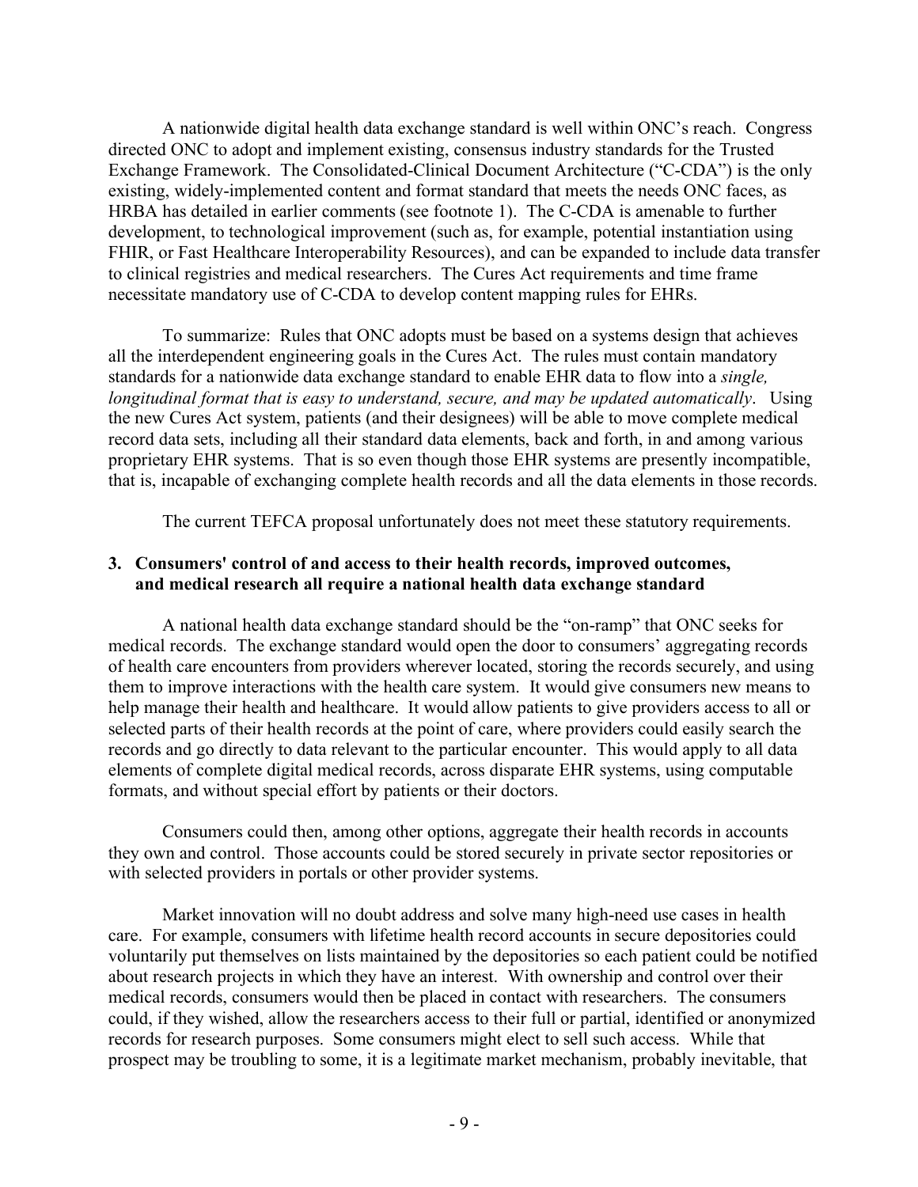A nationwide digital health data exchange standard is well within ONC's reach. Congress directed ONC to adopt and implement existing, consensus industry standards for the Trusted Exchange Framework. The Consolidated-Clinical Document Architecture ("C-CDA") is the only existing, widely-implemented content and format standard that meets the needs ONC faces, as HRBA has detailed in earlier comments (see footnote 1). The C-CDA is amenable to further development, to technological improvement (such as, for example, potential instantiation using FHIR, or Fast Healthcare Interoperability Resources), and can be expanded to include data transfer to clinical registries and medical researchers. The Cures Act requirements and time frame necessitate mandatory use of C-CDA to develop content mapping rules for EHRs.

To summarize: Rules that ONC adopts must be based on a systems design that achieves all the interdependent engineering goals in the Cures Act. The rules must contain mandatory standards for a nationwide data exchange standard to enable EHR data to flow into a *single, longitudinal format that is easy to understand, secure, and may be updated automatically*. Using the new Cures Act system, patients (and their designees) will be able to move complete medical record data sets, including all their standard data elements, back and forth, in and among various proprietary EHR systems. That is so even though those EHR systems are presently incompatible, that is, incapable of exchanging complete health records and all the data elements in those records.

The current TEFCA proposal unfortunately does not meet these statutory requirements.

### 3. Consumers' control of and access to their health records, improved outcomes, and medical research all require a national health data exchange standard

A national health data exchange standard should be the "on-ramp" that ONC seeks for medical records. The exchange standard would open the door to consumers' aggregating records of health care encounters from providers wherever located, storing the records securely, and using them to improve interactions with the health care system. It would give consumers new means to help manage their health and healthcare. It would allow patients to give providers access to all or selected parts of their health records at the point of care, where providers could easily search the records and go directly to data relevant to the particular encounter. This would apply to all data elements of complete digital medical records, across disparate EHR systems, using computable formats, and without special effort by patients or their doctors.

Consumers could then, among other options, aggregate their health records in accounts they own and control. Those accounts could be stored securely in private sector repositories or with selected providers in portals or other provider systems.

Market innovation will no doubt address and solve many high-need use cases in health care. For example, consumers with lifetime health record accounts in secure depositories could voluntarily put themselves on lists maintained by the depositories so each patient could be notified about research projects in which they have an interest. With ownership and control over their medical records, consumers would then be placed in contact with researchers. The consumers could, if they wished, allow the researchers access to their full or partial, identified or anonymized records for research purposes. Some consumers might elect to sell such access. While that prospect may be troubling to some, it is a legitimate market mechanism, probably inevitable, that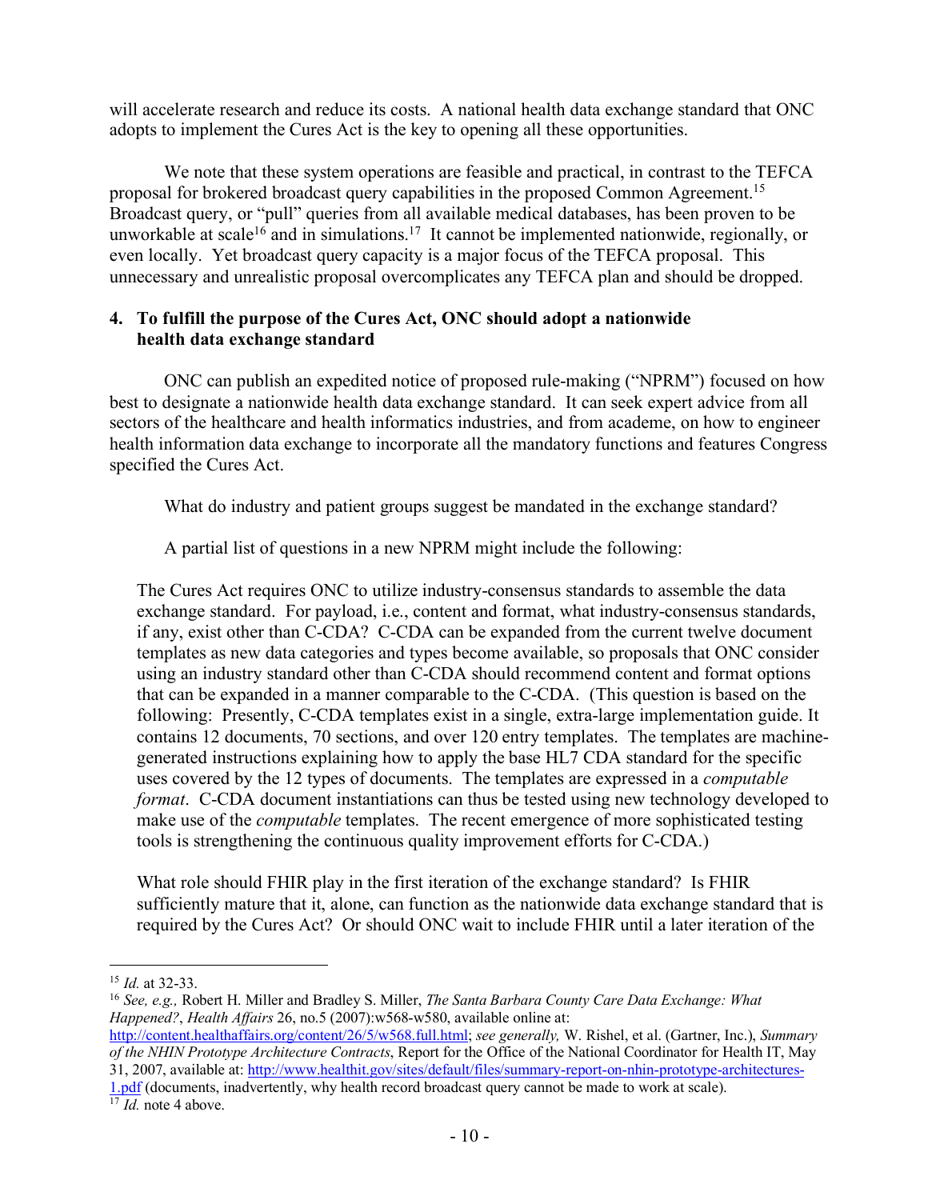will accelerate research and reduce its costs. A national health data exchange standard that ONC adopts to implement the Cures Act is the key to opening all these opportunities.

We note that these system operations are feasible and practical, in contrast to the TEFCA proposal for brokered broadcast query capabilities in the proposed Common Agreement.[15] Broadcast query, or "pull" queries from all available medical databases, has been proven to be unworkable at scale[16] and in simulations.[17] It cannot be implemented nationwide, regionally, or even locally. Yet broadcast query capacity is a major focus of the TEFCA proposal. This unnecessary and unrealistic proposal overcomplicates any TEFCA plan and should be dropped.

### 4. To fulfill the purpose of the Cures Act, ONC should adopt a nationwide health data exchange standard

ONC can publish an expedited notice of proposed rule-making ("NPRM") focused on how best to designate a nationwide health data exchange standard. It can seek expert advice from all sectors of the healthcare and health informatics industries, and from academe, on how to engineer health information data exchange to incorporate all the mandatory functions and features Congress specified the Cures Act.

What do industry and patient groups suggest be mandated in the exchange standard?

A partial list of questions in a new NPRM might include the following:

> The Cures Act requires ONC to utilize industry-consensus standards to assemble the data exchange standard. For payload, i.e., content and format, what industry-consensus standards, if any, exist other than C-CDA? C-CDA can be expanded from the current twelve document templates as new data categories and types become available, so proposals that ONC consider using an industry standard other than C-CDA should recommend content and format options that can be expanded in a manner comparable to the C-CDA. (This question is based on the following: Presently, C-CDA templates exist in a single, extra-large implementation guide. It contains 12 documents, 70 sections, and over 120 entry templates. The templates are machine-generated instructions explaining how to apply the base HL7 CDA standard for the specific uses covered by the 12 types of documents. The templates are expressed in a *computable format*. C-CDA document instantiations can thus be tested using new technology developed to make use of the *computable* templates. The recent emergence of more sophisticated testing tools is strengthening the continuous quality improvement efforts for C-CDA.)
>
> What role should FHIR play in the first iteration of the exchange standard? Is FHIR sufficiently mature that it, alone, can function as the nationwide data exchange standard that is required by the Cures Act? Or should ONC wait to include FHIR until a later iteration of the

---

[15] *Id.* at 32-33.

[16] *See, e.g.,* Robert H. Miller and Bradley S. Miller, *The Santa Barbara County Care Data Exchange: What Happened?*, *Health Affairs* 26, no.5 (2007):w568-w580, available online at: http://content.healthaffairs.org/content/26/5/w568.full.html; *see generally,* W. Rishel, et al. (Gartner, Inc.), *Summary of the NHIN Prototype Architecture Contracts*, Report for the Office of the National Coordinator for Health IT, May 31, 2007, available at: http://www.healthit.gov/sites/default/files/summary-report-on-nhin-prototype-architectures-1.pdf (documents, inadvertently, why health record broadcast query cannot be made to work at scale).

[17] *Id.* note 4 above.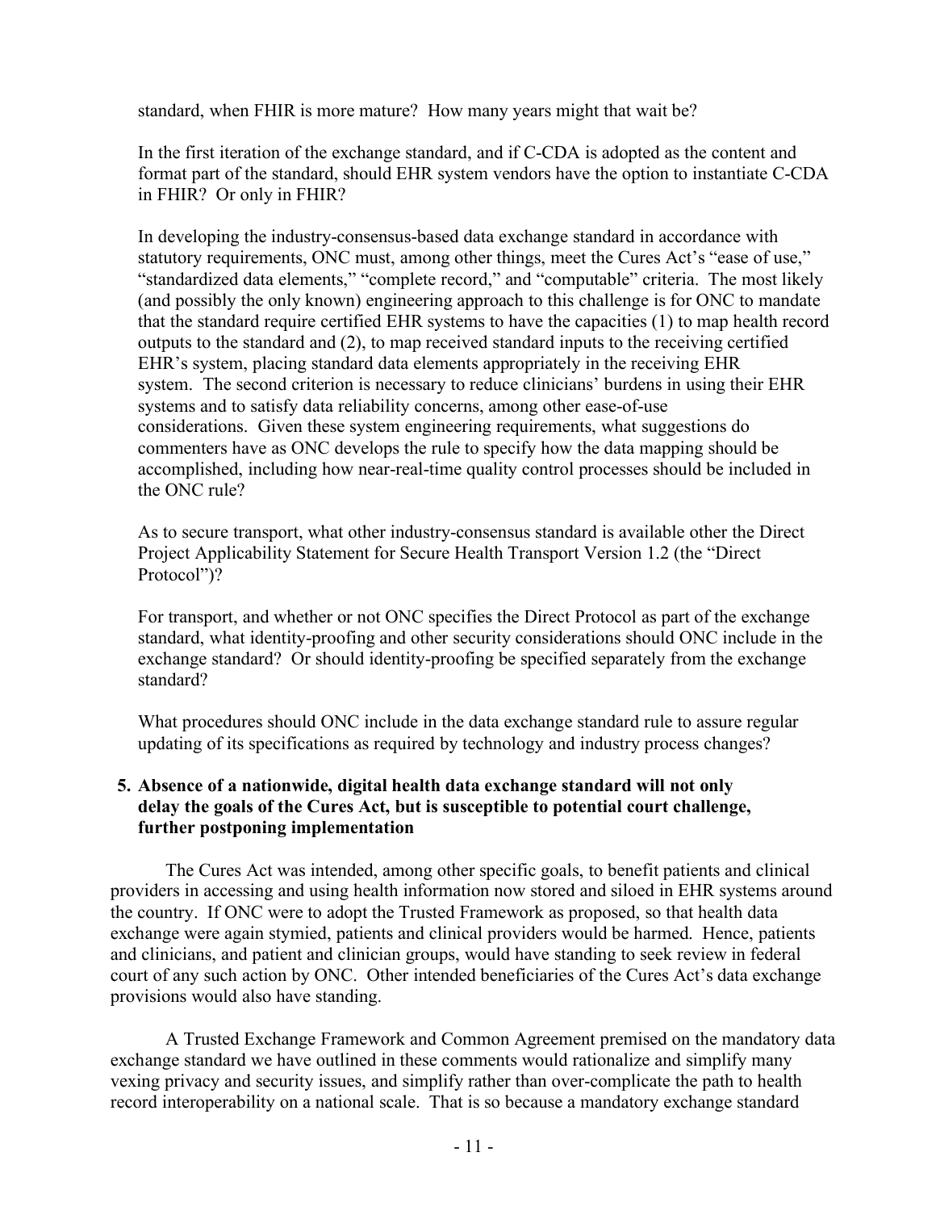standard, when FHIR is more mature? How many years might that wait be?

In the first iteration of the exchange standard, and if C-CDA is adopted as the content and format part of the standard, should EHR system vendors have the option to instantiate C-CDA in FHIR? Or only in FHIR?

In developing the industry-consensus-based data exchange standard in accordance with statutory requirements, ONC must, among other things, meet the Cures Act's "ease of use," "standardized data elements," "complete record," and "computable" criteria. The most likely (and possibly the only known) engineering approach to this challenge is for ONC to mandate that the standard require certified EHR systems to have the capacities (1) to map health record outputs to the standard and (2), to map received standard inputs to the receiving certified EHR's system, placing standard data elements appropriately in the receiving EHR system. The second criterion is necessary to reduce clinicians' burdens in using their EHR systems and to satisfy data reliability concerns, among other ease-of-use considerations. Given these system engineering requirements, what suggestions do commenters have as ONC develops the rule to specify how the data mapping should be accomplished, including how near-real-time quality control processes should be included in the ONC rule?

As to secure transport, what other industry-consensus standard is available other the Direct Project Applicability Statement for Secure Health Transport Version 1.2 (the "Direct Protocol")?

For transport, and whether or not ONC specifies the Direct Protocol as part of the exchange standard, what identity-proofing and other security considerations should ONC include in the exchange standard? Or should identity-proofing be specified separately from the exchange standard?

What procedures should ONC include in the data exchange standard rule to assure regular updating of its specifications as required by technology and industry process changes?

**5. Absence of a nationwide, digital health data exchange standard will not only delay the goals of the Cures Act, but is susceptible to potential court challenge, further postponing implementation**

The Cures Act was intended, among other specific goals, to benefit patients and clinical providers in accessing and using health information now stored and siloed in EHR systems around the country. If ONC were to adopt the Trusted Framework as proposed, so that health data exchange were again stymied, patients and clinical providers would be harmed. Hence, patients and clinicians, and patient and clinician groups, would have standing to seek review in federal court of any such action by ONC. Other intended beneficiaries of the Cures Act's data exchange provisions would also have standing.

A Trusted Exchange Framework and Common Agreement premised on the mandatory data exchange standard we have outlined in these comments would rationalize and simplify many vexing privacy and security issues, and simplify rather than over-complicate the path to health record interoperability on a national scale. That is so because a mandatory exchange standard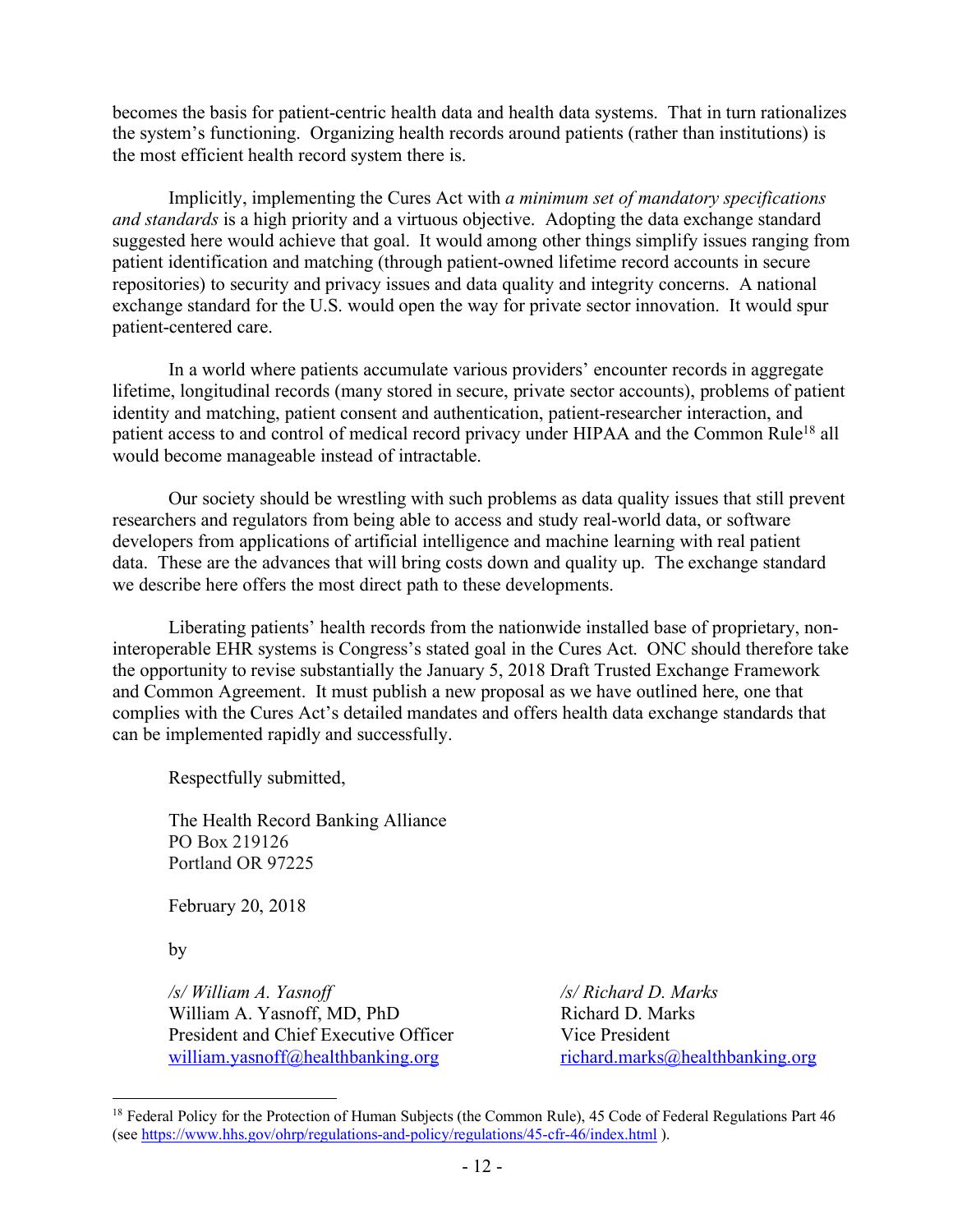becomes the basis for patient-centric health data and health data systems. That in turn rationalizes the system's functioning. Organizing health records around patients (rather than institutions) is the most efficient health record system there is.

Implicitly, implementing the Cures Act with *a minimum set of mandatory specifications and standards* is a high priority and a virtuous objective. Adopting the data exchange standard suggested here would achieve that goal. It would among other things simplify issues ranging from patient identification and matching (through patient-owned lifetime record accounts in secure repositories) to security and privacy issues and data quality and integrity concerns. A national exchange standard for the U.S. would open the way for private sector innovation. It would spur patient-centered care.

In a world where patients accumulate various providers' encounter records in aggregate lifetime, longitudinal records (many stored in secure, private sector accounts), problems of patient identity and matching, patient consent and authentication, patient-researcher interaction, and patient access to and control of medical record privacy under HIPAA and the Common Rule[18] all would become manageable instead of intractable.

Our society should be wrestling with such problems as data quality issues that still prevent researchers and regulators from being able to access and study real-world data, or software developers from applications of artificial intelligence and machine learning with real patient data. These are the advances that will bring costs down and quality up. The exchange standard we describe here offers the most direct path to these developments.

Liberating patients' health records from the nationwide installed base of proprietary, non-interoperable EHR systems is Congress's stated goal in the Cures Act. ONC should therefore take the opportunity to revise substantially the January 5, 2018 Draft Trusted Exchange Framework and Common Agreement. It must publish a new proposal as we have outlined here, one that complies with the Cures Act's detailed mandates and offers health data exchange standards that can be implemented rapidly and successfully.

Respectfully submitted,

The Health Record Banking Alliance
PO Box 219126
Portland OR 97225

February 20, 2018

by

*/s/ William A. Yasnoff*
William A. Yasnoff, MD, PhD
President and Chief Executive Officer
william.yasnoff@healthbanking.org

*/s/ Richard D. Marks*
Richard D. Marks
Vice President
richard.marks@healthbanking.org

---

[18] Federal Policy for the Protection of Human Subjects (the Common Rule), 45 Code of Federal Regulations Part 46 (see https://www.hhs.gov/ohrp/regulations-and-policy/regulations/45-cfr-46/index.html ).